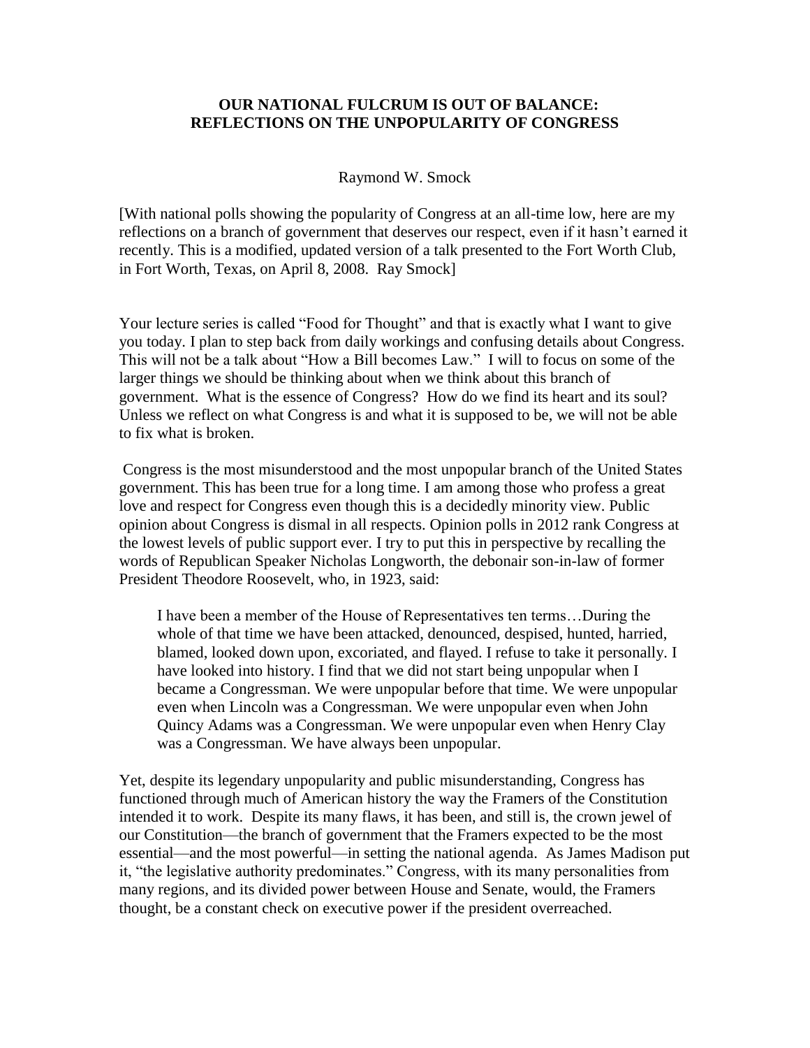# OUR NATIONAL FULCRUM IS OUT OF BALANCE: REFLECTIONS ON THE UNPOPULARITY OF CONGRESS

Raymond W. Smock

[With national polls showing the popularity of Congress at an all-time low, here are my reflections on a branch of government that deserves our respect, even if it hasn't earned it recently. This is a modified, updated version of a talk presented to the Fort Worth Club, in Fort Worth, Texas, on April 8, 2008. Ray Smock]

Your lecture series is called "Food for Thought" and that is exactly what I want to give you today. I plan to step back from daily workings and confusing details about Congress. This will not be a talk about "How a Bill becomes Law." I will to focus on some of the larger things we should be thinking about when we think about this branch of government. What is the essence of Congress? How do we find its heart and its soul? Unless we reflect on what Congress is and what it is supposed to be, we will not be able to fix what is broken.

Congress is the most misunderstood and the most unpopular branch of the United States government. This has been true for a long time. I am among those who profess a great love and respect for Congress even though this is a decidedly minority view. Public opinion about Congress is dismal in all respects. Opinion polls in 2012 rank Congress at the lowest levels of public support ever. I try to put this in perspective by recalling the words of Republican Speaker Nicholas Longworth, the debonair son-in-law of former President Theodore Roosevelt, who, in 1923, said:

> I have been a member of the House of Representatives ten terms…During the whole of that time we have been attacked, denounced, despised, hunted, harried, blamed, looked down upon, excoriated, and flayed. I refuse to take it personally. I have looked into history. I find that we did not start being unpopular when I became a Congressman. We were unpopular before that time. We were unpopular even when Lincoln was a Congressman. We were unpopular even when John Quincy Adams was a Congressman. We were unpopular even when Henry Clay was a Congressman. We have always been unpopular.

Yet, despite its legendary unpopularity and public misunderstanding, Congress has functioned through much of American history the way the Framers of the Constitution intended it to work. Despite its many flaws, it has been, and still is, the crown jewel of our Constitution—the branch of government that the Framers expected to be the most essential—and the most powerful—in setting the national agenda. As James Madison put it, "the legislative authority predominates." Congress, with its many personalities from many regions, and its divided power between House and Senate, would, the Framers thought, be a constant check on executive power if the president overreached.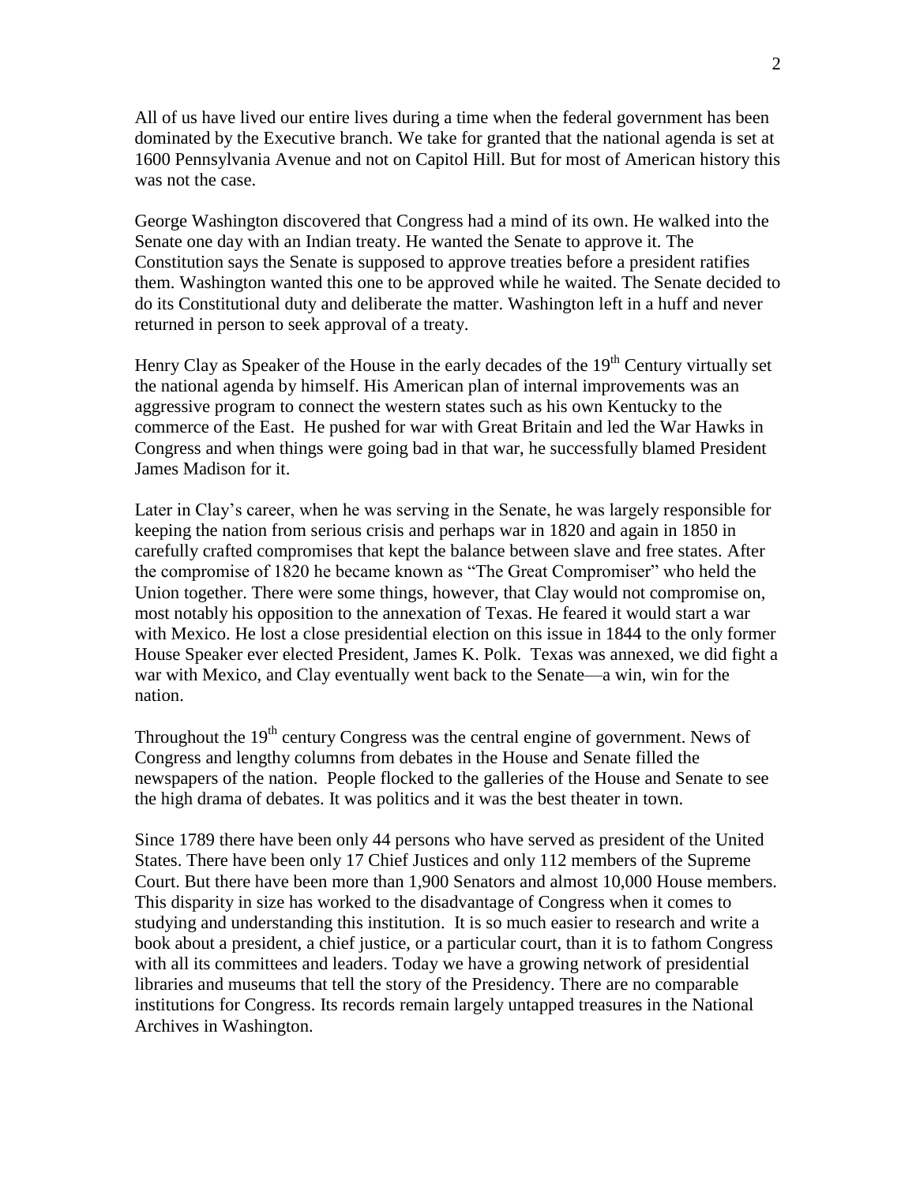All of us have lived our entire lives during a time when the federal government has been dominated by the Executive branch. We take for granted that the national agenda is set at 1600 Pennsylvania Avenue and not on Capitol Hill. But for most of American history this was not the case.

George Washington discovered that Congress had a mind of its own. He walked into the Senate one day with an Indian treaty. He wanted the Senate to approve it. The Constitution says the Senate is supposed to approve treaties before a president ratifies them. Washington wanted this one to be approved while he waited. The Senate decided to do its Constitutional duty and deliberate the matter. Washington left in a huff and never returned in person to seek approval of a treaty.

Henry Clay as Speaker of the House in the early decades of the 19th Century virtually set the national agenda by himself. His American plan of internal improvements was an aggressive program to connect the western states such as his own Kentucky to the commerce of the East. He pushed for war with Great Britain and led the War Hawks in Congress and when things were going bad in that war, he successfully blamed President James Madison for it.

Later in Clay's career, when he was serving in the Senate, he was largely responsible for keeping the nation from serious crisis and perhaps war in 1820 and again in 1850 in carefully crafted compromises that kept the balance between slave and free states. After the compromise of 1820 he became known as "The Great Compromiser" who held the Union together. There were some things, however, that Clay would not compromise on, most notably his opposition to the annexation of Texas. He feared it would start a war with Mexico. He lost a close presidential election on this issue in 1844 to the only former House Speaker ever elected President, James K. Polk. Texas was annexed, we did fight a war with Mexico, and Clay eventually went back to the Senate—a win, win for the nation.

Throughout the 19th century Congress was the central engine of government. News of Congress and lengthy columns from debates in the House and Senate filled the newspapers of the nation. People flocked to the galleries of the House and Senate to see the high drama of debates. It was politics and it was the best theater in town.

Since 1789 there have been only 44 persons who have served as president of the United States. There have been only 17 Chief Justices and only 112 members of the Supreme Court. But there have been more than 1,900 Senators and almost 10,000 House members. This disparity in size has worked to the disadvantage of Congress when it comes to studying and understanding this institution. It is so much easier to research and write a book about a president, a chief justice, or a particular court, than it is to fathom Congress with all its committees and leaders. Today we have a growing network of presidential libraries and museums that tell the story of the Presidency. There are no comparable institutions for Congress. Its records remain largely untapped treasures in the National Archives in Washington.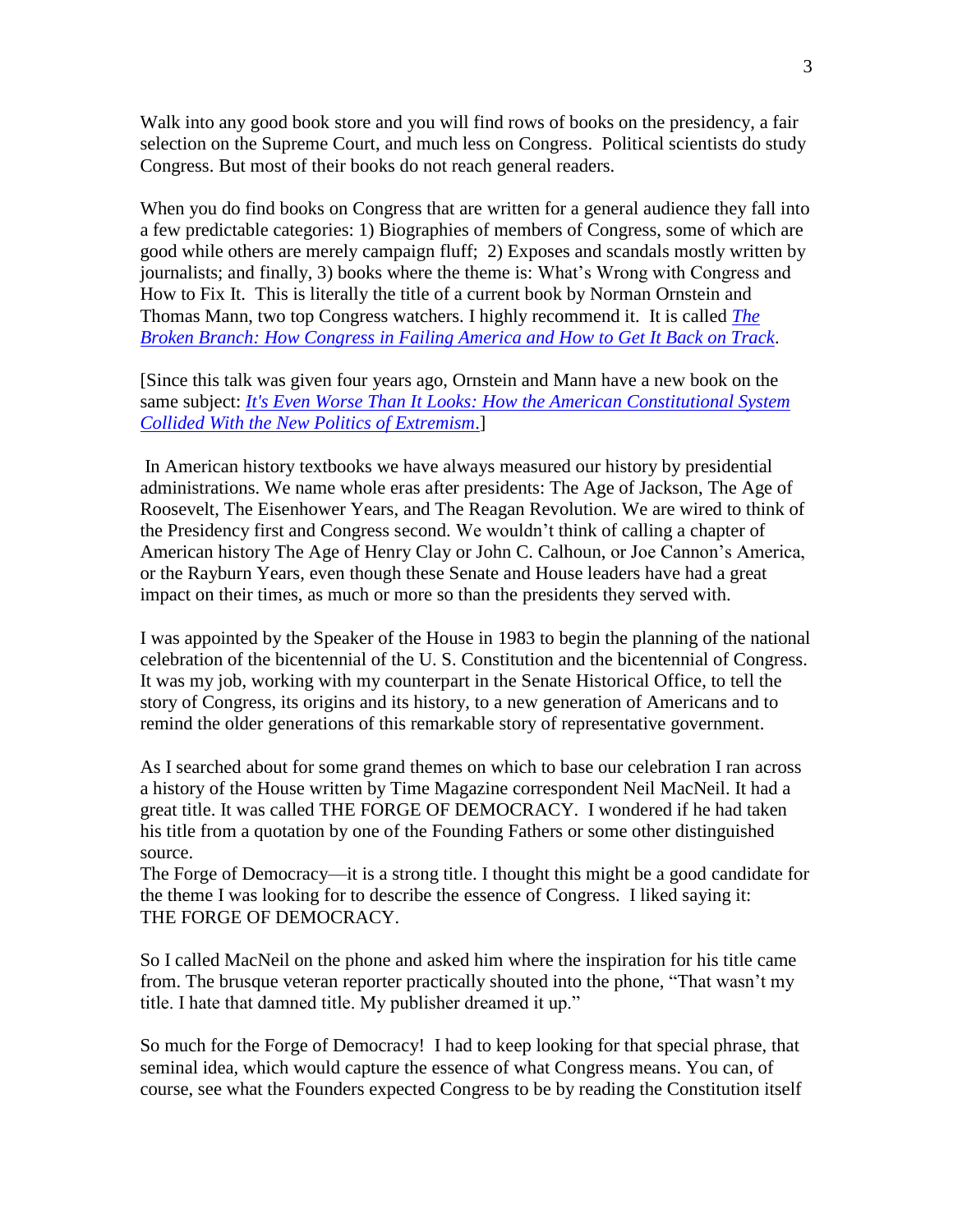Walk into any good book store and you will find rows of books on the presidency, a fair selection on the Supreme Court, and much less on Congress. Political scientists do study Congress. But most of their books do not reach general readers.

When you do find books on Congress that are written for a general audience they fall into a few predictable categories: 1) Biographies of members of Congress, some of which are good while others are merely campaign fluff; 2) Exposes and scandals mostly written by journalists; and finally, 3) books where the theme is: What's Wrong with Congress and How to Fix It. This is literally the title of a current book by Norman Ornstein and Thomas Mann, two top Congress watchers. I highly recommend it. It is called *The Broken Branch: How Congress in Failing America and How to Get It Back on Track*.

[Since this talk was given four years ago, Ornstein and Mann have a new book on the same subject: *It's Even Worse Than It Looks: How the American Constitutional System Collided With the New Politics of Extremism*.]

In American history textbooks we have always measured our history by presidential administrations. We name whole eras after presidents: The Age of Jackson, The Age of Roosevelt, The Eisenhower Years, and The Reagan Revolution. We are wired to think of the Presidency first and Congress second. We wouldn't think of calling a chapter of American history The Age of Henry Clay or John C. Calhoun, or Joe Cannon's America, or the Rayburn Years, even though these Senate and House leaders have had a great impact on their times, as much or more so than the presidents they served with.

I was appointed by the Speaker of the House in 1983 to begin the planning of the national celebration of the bicentennial of the U. S. Constitution and the bicentennial of Congress. It was my job, working with my counterpart in the Senate Historical Office, to tell the story of Congress, its origins and its history, to a new generation of Americans and to remind the older generations of this remarkable story of representative government.

As I searched about for some grand themes on which to base our celebration I ran across a history of the House written by Time Magazine correspondent Neil MacNeil. It had a great title. It was called THE FORGE OF DEMOCRACY. I wondered if he had taken his title from a quotation by one of the Founding Fathers or some other distinguished source.

The Forge of Democracy—it is a strong title. I thought this might be a good candidate for the theme I was looking for to describe the essence of Congress. I liked saying it: THE FORGE OF DEMOCRACY.

So I called MacNeil on the phone and asked him where the inspiration for his title came from. The brusque veteran reporter practically shouted into the phone, "That wasn't my title. I hate that damned title. My publisher dreamed it up."

So much for the Forge of Democracy! I had to keep looking for that special phrase, that seminal idea, which would capture the essence of what Congress means. You can, of course, see what the Founders expected Congress to be by reading the Constitution itself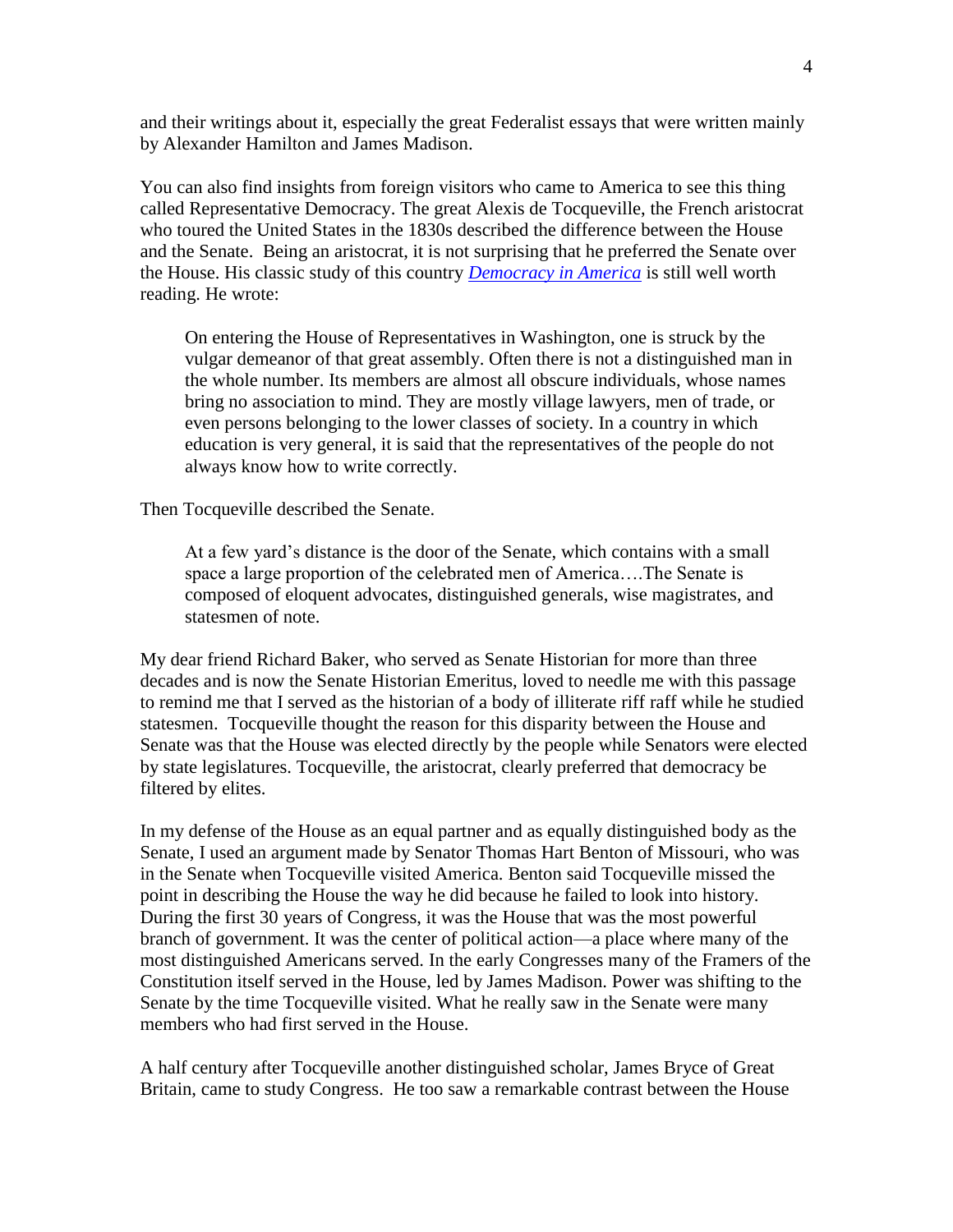and their writings about it, especially the great Federalist essays that were written mainly by Alexander Hamilton and James Madison.

You can also find insights from foreign visitors who came to America to see this thing called Representative Democracy. The great Alexis de Tocqueville, the French aristocrat who toured the United States in the 1830s described the difference between the House and the Senate. Being an aristocrat, it is not surprising that he preferred the Senate over the House. His classic study of this country [*Democracy in America*] is still well worth reading. He wrote:

> On entering the House of Representatives in Washington, one is struck by the vulgar demeanor of that great assembly. Often there is not a distinguished man in the whole number. Its members are almost all obscure individuals, whose names bring no association to mind. They are mostly village lawyers, men of trade, or even persons belonging to the lower classes of society. In a country in which education is very general, it is said that the representatives of the people do not always know how to write correctly.

Then Tocqueville described the Senate.

> At a few yard's distance is the door of the Senate, which contains with a small space a large proportion of the celebrated men of America….The Senate is composed of eloquent advocates, distinguished generals, wise magistrates, and statesmen of note.

My dear friend Richard Baker, who served as Senate Historian for more than three decades and is now the Senate Historian Emeritus, loved to needle me with this passage to remind me that I served as the historian of a body of illiterate riff raff while he studied statesmen. Tocqueville thought the reason for this disparity between the House and Senate was that the House was elected directly by the people while Senators were elected by state legislatures. Tocqueville, the aristocrat, clearly preferred that democracy be filtered by elites.

In my defense of the House as an equal partner and as equally distinguished body as the Senate, I used an argument made by Senator Thomas Hart Benton of Missouri, who was in the Senate when Tocqueville visited America. Benton said Tocqueville missed the point in describing the House the way he did because he failed to look into history. During the first 30 years of Congress, it was the House that was the most powerful branch of government. It was the center of political action—a place where many of the most distinguished Americans served. In the early Congresses many of the Framers of the Constitution itself served in the House, led by James Madison. Power was shifting to the Senate by the time Tocqueville visited. What he really saw in the Senate were many members who had first served in the House.

A half century after Tocqueville another distinguished scholar, James Bryce of Great Britain, came to study Congress. He too saw a remarkable contrast between the House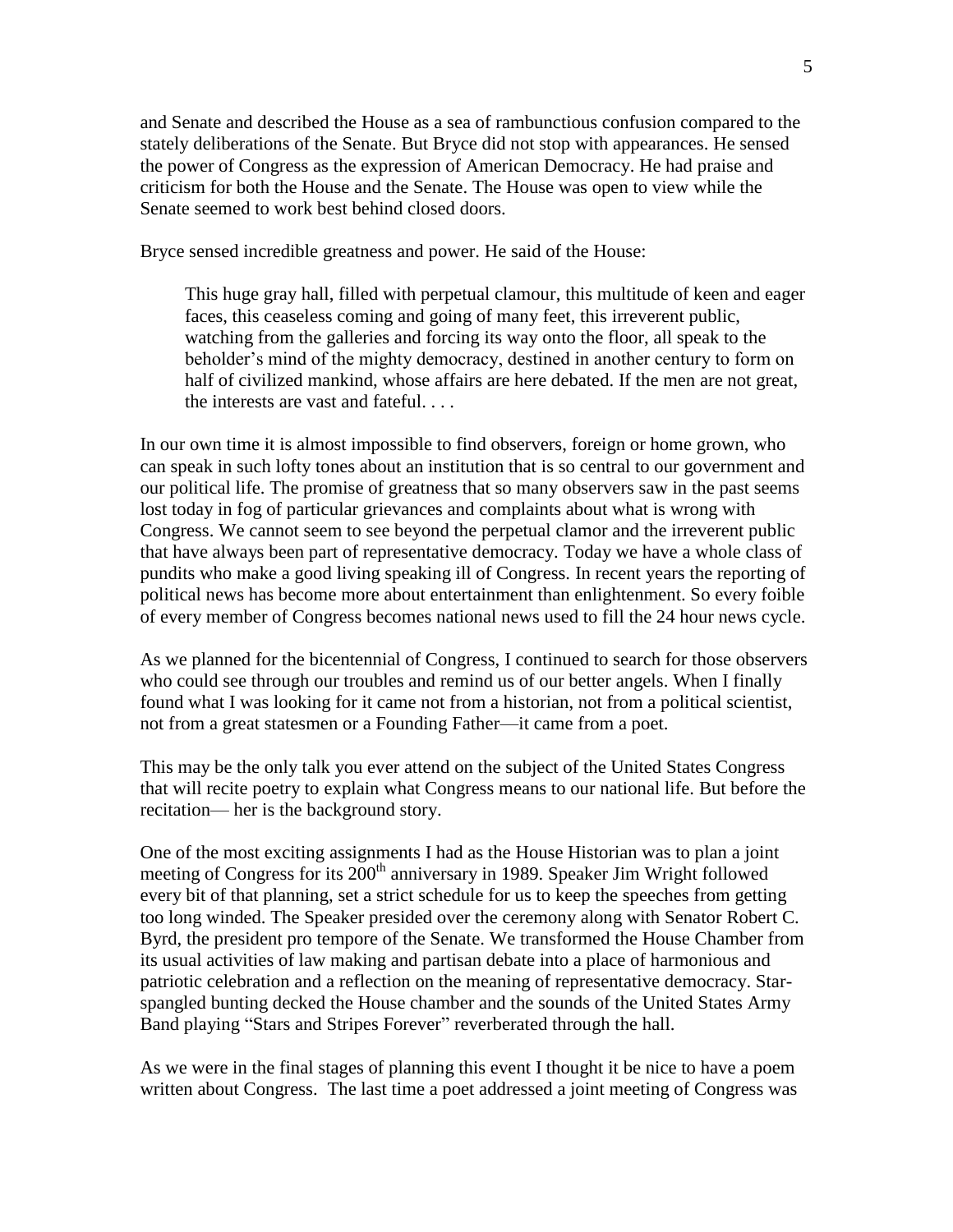and Senate and described the House as a sea of rambunctious confusion compared to the stately deliberations of the Senate. But Bryce did not stop with appearances. He sensed the power of Congress as the expression of American Democracy. He had praise and criticism for both the House and the Senate. The House was open to view while the Senate seemed to work best behind closed doors.

Bryce sensed incredible greatness and power. He said of the House:

> This huge gray hall, filled with perpetual clamour, this multitude of keen and eager faces, this ceaseless coming and going of many feet, this irreverent public, watching from the galleries and forcing its way onto the floor, all speak to the beholder's mind of the mighty democracy, destined in another century to form on half of civilized mankind, whose affairs are here debated. If the men are not great, the interests are vast and fateful. . . .

In our own time it is almost impossible to find observers, foreign or home grown, who can speak in such lofty tones about an institution that is so central to our government and our political life. The promise of greatness that so many observers saw in the past seems lost today in fog of particular grievances and complaints about what is wrong with Congress. We cannot seem to see beyond the perpetual clamor and the irreverent public that have always been part of representative democracy. Today we have a whole class of pundits who make a good living speaking ill of Congress. In recent years the reporting of political news has become more about entertainment than enlightenment. So every foible of every member of Congress becomes national news used to fill the 24 hour news cycle.

As we planned for the bicentennial of Congress, I continued to search for those observers who could see through our troubles and remind us of our better angels. When I finally found what I was looking for it came not from a historian, not from a political scientist, not from a great statesmen or a Founding Father—it came from a poet.

This may be the only talk you ever attend on the subject of the United States Congress that will recite poetry to explain what Congress means to our national life. But before the recitation— her is the background story.

One of the most exciting assignments I had as the House Historian was to plan a joint meeting of Congress for its 200th anniversary in 1989. Speaker Jim Wright followed every bit of that planning, set a strict schedule for us to keep the speeches from getting too long winded. The Speaker presided over the ceremony along with Senator Robert C. Byrd, the president pro tempore of the Senate. We transformed the House Chamber from its usual activities of law making and partisan debate into a place of harmonious and patriotic celebration and a reflection on the meaning of representative democracy. Star-spangled bunting decked the House chamber and the sounds of the United States Army Band playing "Stars and Stripes Forever" reverberated through the hall.

As we were in the final stages of planning this event I thought it be nice to have a poem written about Congress. The last time a poet addressed a joint meeting of Congress was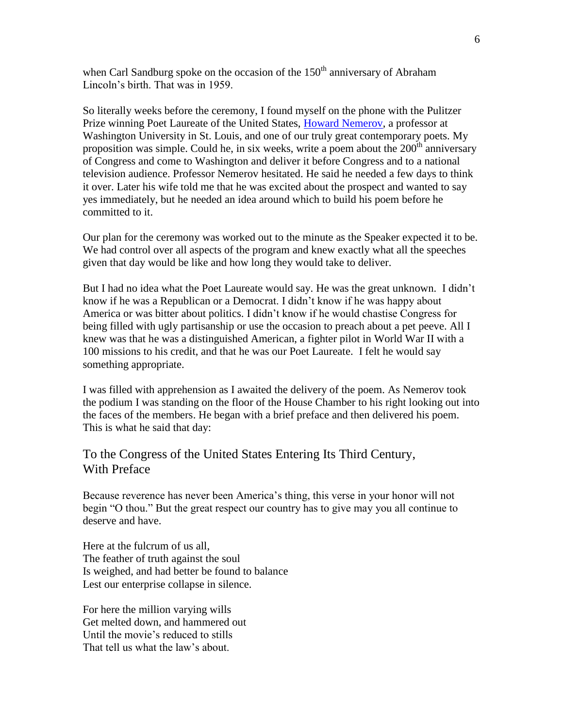when Carl Sandburg spoke on the occasion of the 150th anniversary of Abraham Lincoln's birth. That was in 1959.

So literally weeks before the ceremony, I found myself on the phone with the Pulitzer Prize winning Poet Laureate of the United States, Howard Nemerov, a professor at Washington University in St. Louis, and one of our truly great contemporary poets. My proposition was simple. Could he, in six weeks, write a poem about the 200th anniversary of Congress and come to Washington and deliver it before Congress and to a national television audience. Professor Nemerov hesitated. He said he needed a few days to think it over. Later his wife told me that he was excited about the prospect and wanted to say yes immediately, but he needed an idea around which to build his poem before he committed to it.

Our plan for the ceremony was worked out to the minute as the Speaker expected it to be. We had control over all aspects of the program and knew exactly what all the speeches given that day would be like and how long they would take to deliver.

But I had no idea what the Poet Laureate would say. He was the great unknown. I didn't know if he was a Republican or a Democrat. I didn't know if he was happy about America or was bitter about politics. I didn't know if he would chastise Congress for being filled with ugly partisanship or use the occasion to preach about a pet peeve. All I knew was that he was a distinguished American, a fighter pilot in World War II with a 100 missions to his credit, and that he was our Poet Laureate. I felt he would say something appropriate.

I was filled with apprehension as I awaited the delivery of the poem. As Nemerov took the podium I was standing on the floor of the House Chamber to his right looking out into the faces of the members. He began with a brief preface and then delivered his poem. This is what he said that day:

## To the Congress of the United States Entering Its Third Century, With Preface

Because reverence has never been America's thing, this verse in your honor will not begin "O thou." But the great respect our country has to give may you all continue to deserve and have.

Here at the fulcrum of us all,
The feather of truth against the soul
Is weighed, and had better be found to balance
Lest our enterprise collapse in silence.

For here the million varying wills
Get melted down, and hammered out
Until the movie's reduced to stills
That tell us what the law's about.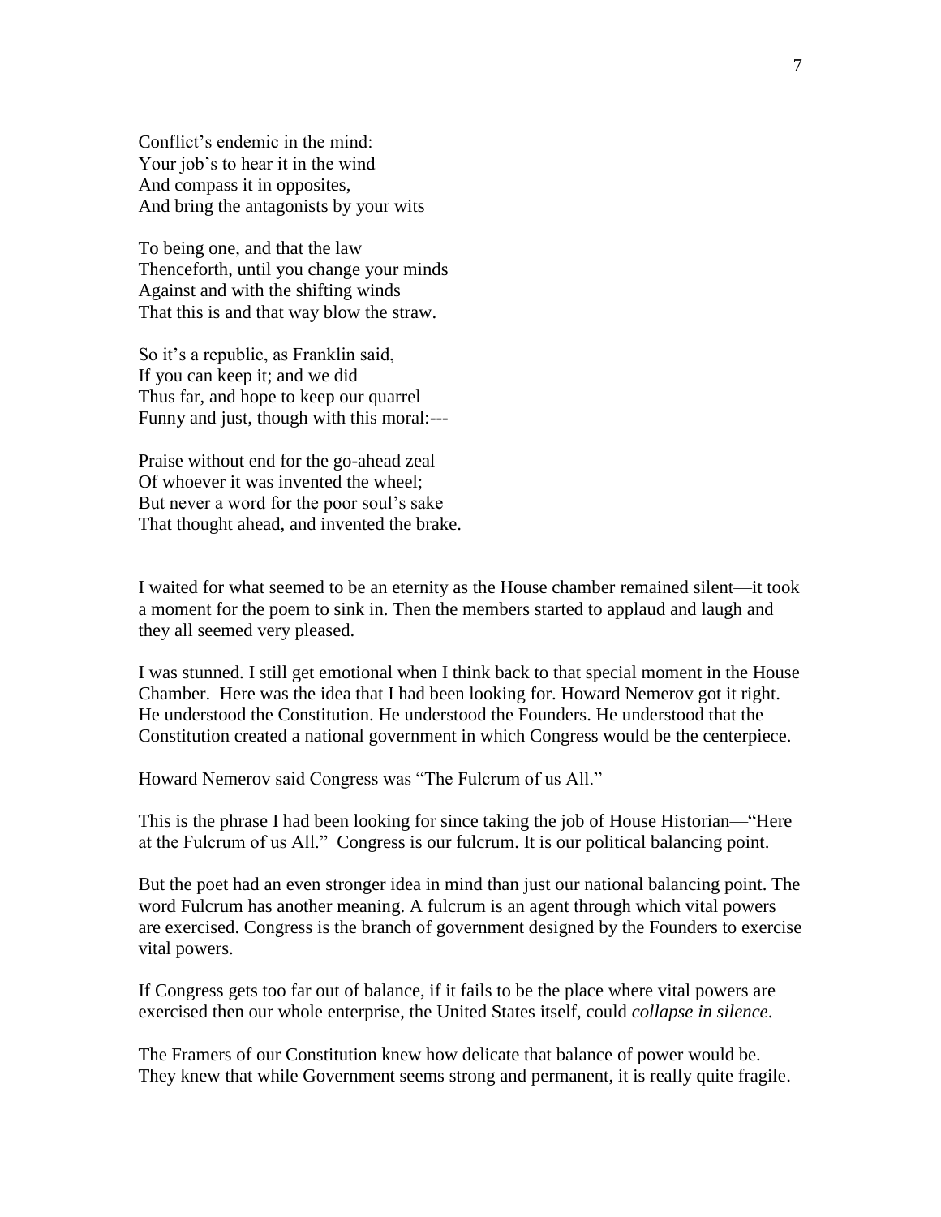Conflict's endemic in the mind:
Your job's to hear it in the wind
And compass it in opposites,
And bring the antagonists by your wits

To being one, and that the law
Thenceforth, until you change your minds
Against and with the shifting winds
That this is and that way blow the straw.

So it's a republic, as Franklin said,
If you can keep it; and we did
Thus far, and hope to keep our quarrel
Funny and just, though with this moral:---

Praise without end for the go-ahead zeal
Of whoever it was invented the wheel;
But never a word for the poor soul's sake
That thought ahead, and invented the brake.

I waited for what seemed to be an eternity as the House chamber remained silent—it took a moment for the poem to sink in. Then the members started to applaud and laugh and they all seemed very pleased.

I was stunned. I still get emotional when I think back to that special moment in the House Chamber. Here was the idea that I had been looking for. Howard Nemerov got it right. He understood the Constitution. He understood the Founders. He understood that the Constitution created a national government in which Congress would be the centerpiece.

Howard Nemerov said Congress was "The Fulcrum of us All."

This is the phrase I had been looking for since taking the job of House Historian—"Here at the Fulcrum of us All." Congress is our fulcrum. It is our political balancing point.

But the poet had an even stronger idea in mind than just our national balancing point. The word Fulcrum has another meaning. A fulcrum is an agent through which vital powers are exercised. Congress is the branch of government designed by the Founders to exercise vital powers.

If Congress gets too far out of balance, if it fails to be the place where vital powers are exercised then our whole enterprise, the United States itself, could *collapse in silence*.

The Framers of our Constitution knew how delicate that balance of power would be. They knew that while Government seems strong and permanent, it is really quite fragile.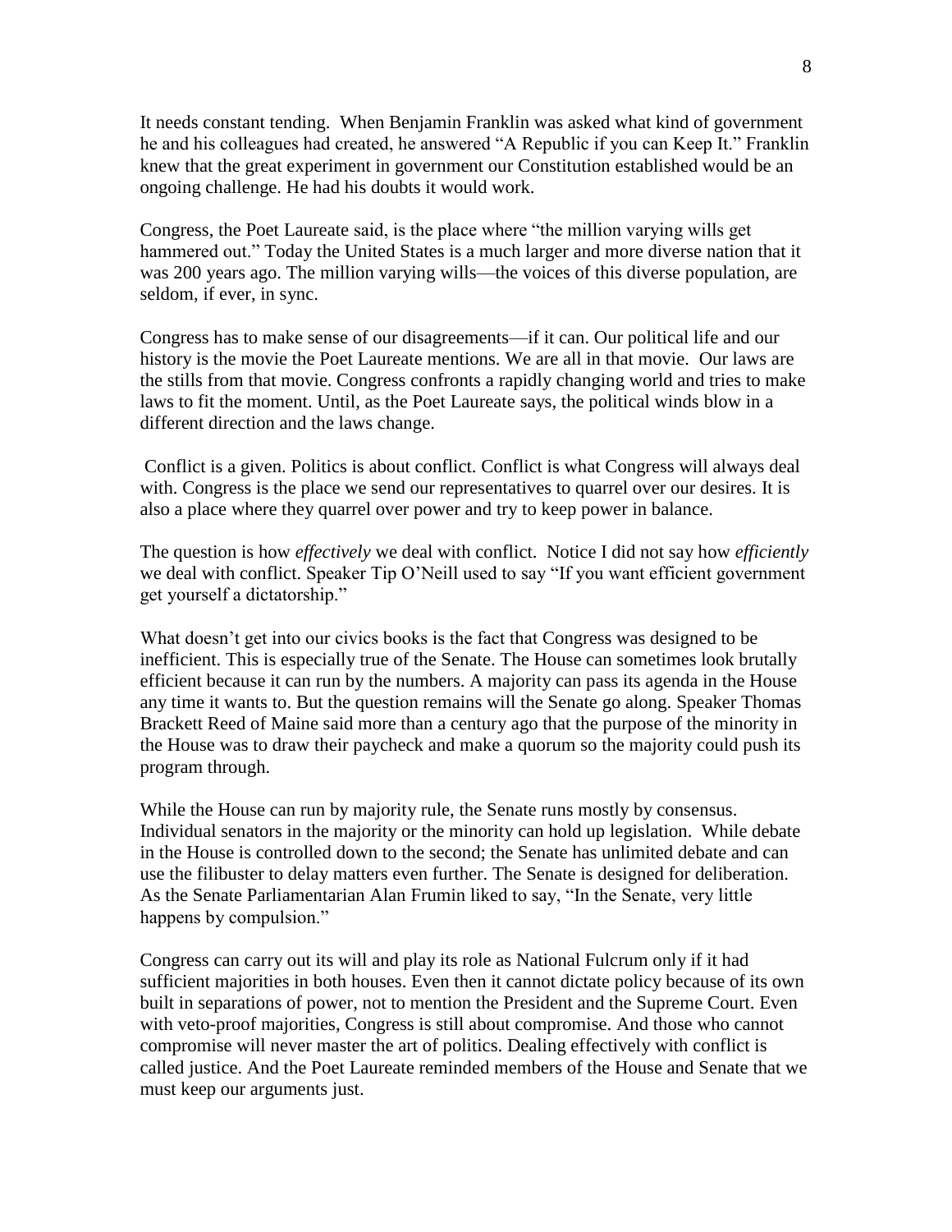It needs constant tending. When Benjamin Franklin was asked what kind of government he and his colleagues had created, he answered "A Republic if you can Keep It." Franklin knew that the great experiment in government our Constitution established would be an ongoing challenge. He had his doubts it would work.

Congress, the Poet Laureate said, is the place where "the million varying wills get hammered out." Today the United States is a much larger and more diverse nation that it was 200 years ago. The million varying wills—the voices of this diverse population, are seldom, if ever, in sync.

Congress has to make sense of our disagreements—if it can. Our political life and our history is the movie the Poet Laureate mentions. We are all in that movie. Our laws are the stills from that movie. Congress confronts a rapidly changing world and tries to make laws to fit the moment. Until, as the Poet Laureate says, the political winds blow in a different direction and the laws change.

Conflict is a given. Politics is about conflict. Conflict is what Congress will always deal with. Congress is the place we send our representatives to quarrel over our desires. It is also a place where they quarrel over power and try to keep power in balance.

The question is how *effectively* we deal with conflict. Notice I did not say how *efficiently* we deal with conflict. Speaker Tip O'Neill used to say "If you want efficient government get yourself a dictatorship."

What doesn't get into our civics books is the fact that Congress was designed to be inefficient. This is especially true of the Senate. The House can sometimes look brutally efficient because it can run by the numbers. A majority can pass its agenda in the House any time it wants to. But the question remains will the Senate go along. Speaker Thomas Brackett Reed of Maine said more than a century ago that the purpose of the minority in the House was to draw their paycheck and make a quorum so the majority could push its program through.

While the House can run by majority rule, the Senate runs mostly by consensus. Individual senators in the majority or the minority can hold up legislation. While debate in the House is controlled down to the second; the Senate has unlimited debate and can use the filibuster to delay matters even further. The Senate is designed for deliberation. As the Senate Parliamentarian Alan Frumin liked to say, "In the Senate, very little happens by compulsion."

Congress can carry out its will and play its role as National Fulcrum only if it had sufficient majorities in both houses. Even then it cannot dictate policy because of its own built in separations of power, not to mention the President and the Supreme Court. Even with veto-proof majorities, Congress is still about compromise. And those who cannot compromise will never master the art of politics. Dealing effectively with conflict is called justice. And the Poet Laureate reminded members of the House and Senate that we must keep our arguments just.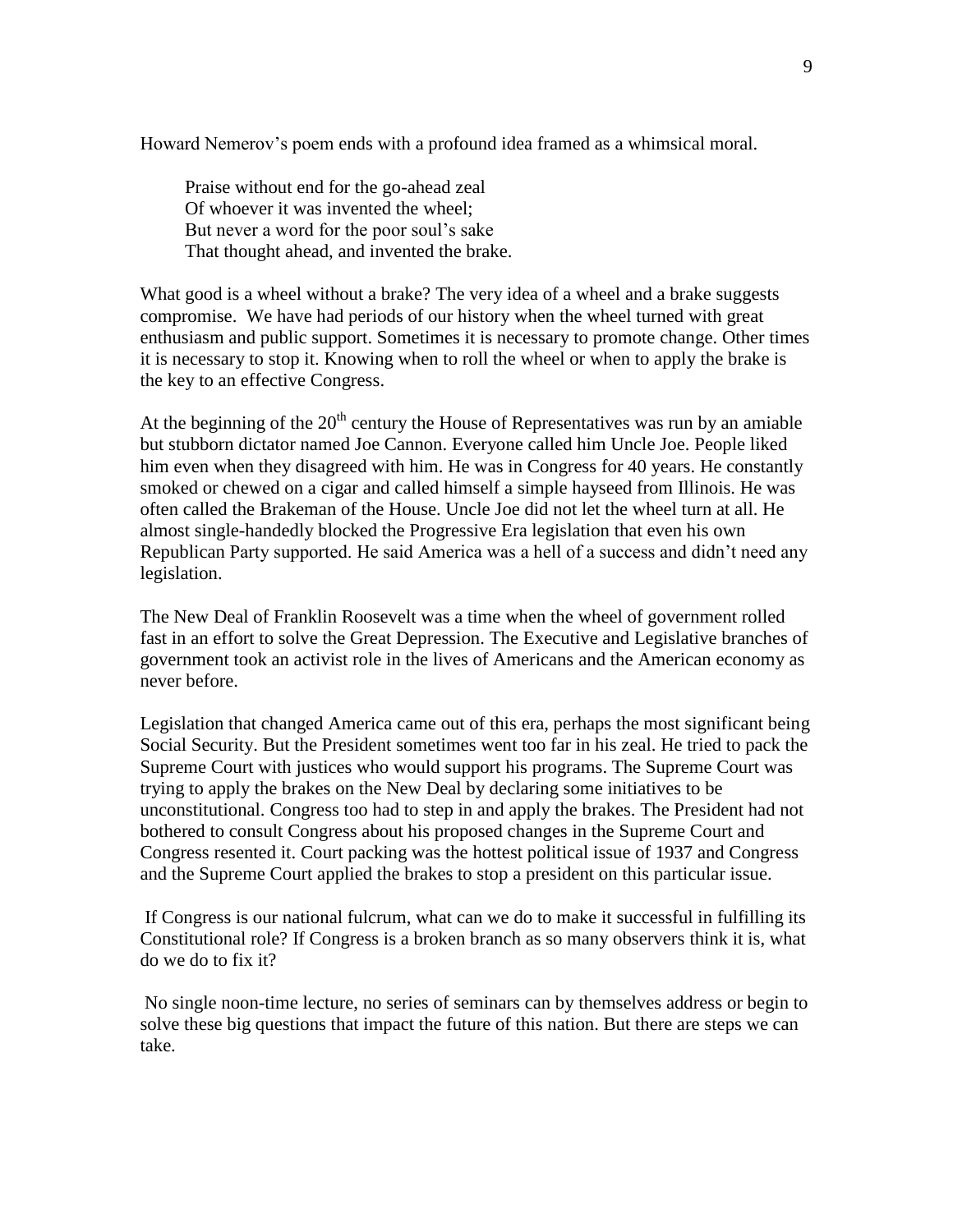Howard Nemerov's poem ends with a profound idea framed as a whimsical moral.

> Praise without end for the go-ahead zeal
> Of whoever it was invented the wheel;
> But never a word for the poor soul's sake
> That thought ahead, and invented the brake.

What good is a wheel without a brake? The very idea of a wheel and a brake suggests compromise. We have had periods of our history when the wheel turned with great enthusiasm and public support. Sometimes it is necessary to promote change. Other times it is necessary to stop it. Knowing when to roll the wheel or when to apply the brake is the key to an effective Congress.

At the beginning of the 20th century the House of Representatives was run by an amiable but stubborn dictator named Joe Cannon. Everyone called him Uncle Joe. People liked him even when they disagreed with him. He was in Congress for 40 years. He constantly smoked or chewed on a cigar and called himself a simple hayseed from Illinois. He was often called the Brakeman of the House. Uncle Joe did not let the wheel turn at all. He almost single-handedly blocked the Progressive Era legislation that even his own Republican Party supported. He said America was a hell of a success and didn't need any legislation.

The New Deal of Franklin Roosevelt was a time when the wheel of government rolled fast in an effort to solve the Great Depression. The Executive and Legislative branches of government took an activist role in the lives of Americans and the American economy as never before.

Legislation that changed America came out of this era, perhaps the most significant being Social Security. But the President sometimes went too far in his zeal. He tried to pack the Supreme Court with justices who would support his programs. The Supreme Court was trying to apply the brakes on the New Deal by declaring some initiatives to be unconstitutional. Congress too had to step in and apply the brakes. The President had not bothered to consult Congress about his proposed changes in the Supreme Court and Congress resented it. Court packing was the hottest political issue of 1937 and Congress and the Supreme Court applied the brakes to stop a president on this particular issue.

If Congress is our national fulcrum, what can we do to make it successful in fulfilling its Constitutional role? If Congress is a broken branch as so many observers think it is, what do we do to fix it?

No single noon-time lecture, no series of seminars can by themselves address or begin to solve these big questions that impact the future of this nation. But there are steps we can take.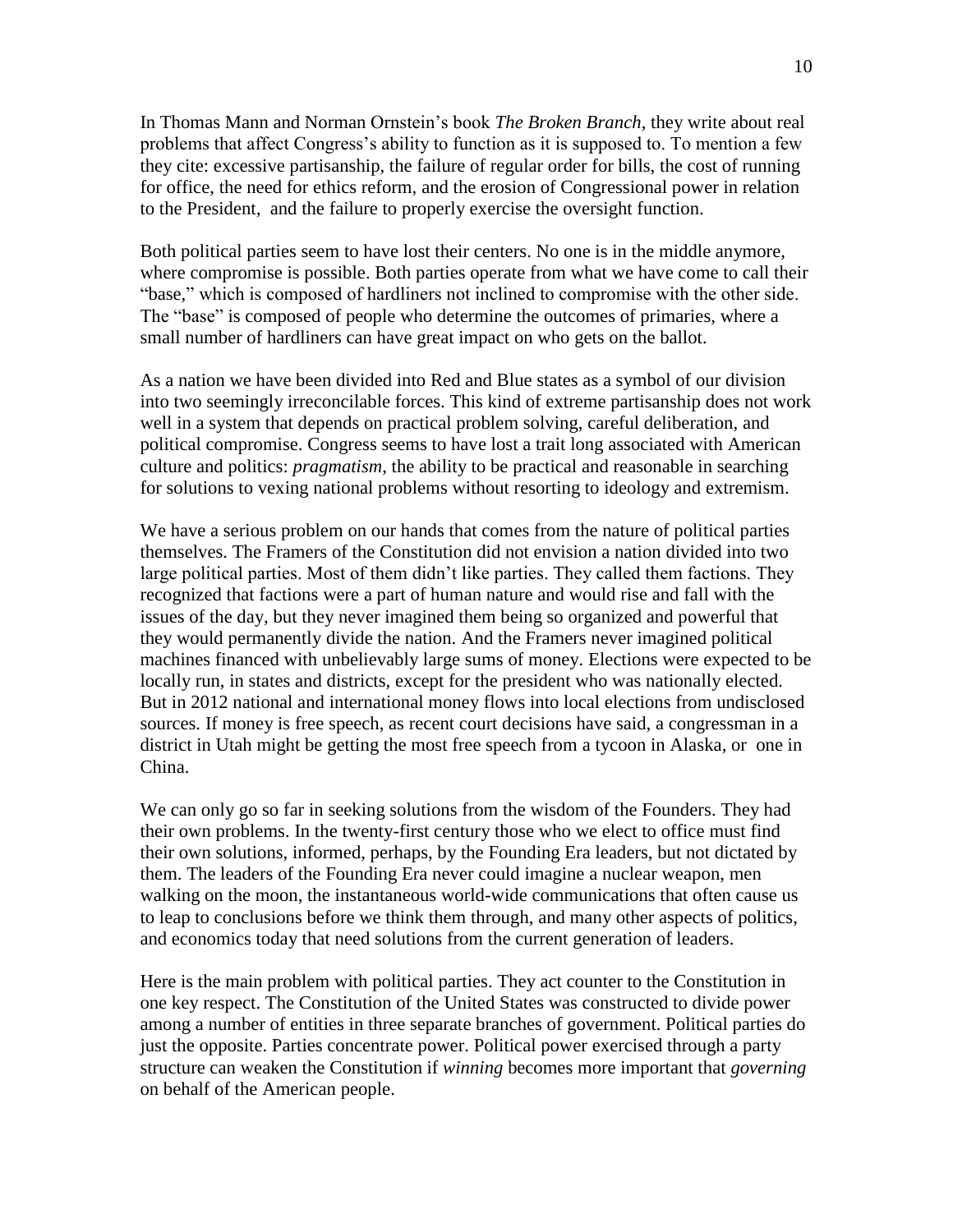In Thomas Mann and Norman Ornstein's book *The Broken Branch*, they write about real problems that affect Congress's ability to function as it is supposed to. To mention a few they cite: excessive partisanship, the failure of regular order for bills, the cost of running for office, the need for ethics reform, and the erosion of Congressional power in relation to the President, and the failure to properly exercise the oversight function.

Both political parties seem to have lost their centers. No one is in the middle anymore, where compromise is possible. Both parties operate from what we have come to call their "base," which is composed of hardliners not inclined to compromise with the other side. The "base" is composed of people who determine the outcomes of primaries, where a small number of hardliners can have great impact on who gets on the ballot.

As a nation we have been divided into Red and Blue states as a symbol of our division into two seemingly irreconcilable forces. This kind of extreme partisanship does not work well in a system that depends on practical problem solving, careful deliberation, and political compromise. Congress seems to have lost a trait long associated with American culture and politics: *pragmatism*, the ability to be practical and reasonable in searching for solutions to vexing national problems without resorting to ideology and extremism.

We have a serious problem on our hands that comes from the nature of political parties themselves. The Framers of the Constitution did not envision a nation divided into two large political parties. Most of them didn't like parties. They called them factions. They recognized that factions were a part of human nature and would rise and fall with the issues of the day, but they never imagined them being so organized and powerful that they would permanently divide the nation. And the Framers never imagined political machines financed with unbelievably large sums of money. Elections were expected to be locally run, in states and districts, except for the president who was nationally elected. But in 2012 national and international money flows into local elections from undisclosed sources. If money is free speech, as recent court decisions have said, a congressman in a district in Utah might be getting the most free speech from a tycoon in Alaska, or one in China.

We can only go so far in seeking solutions from the wisdom of the Founders. They had their own problems. In the twenty-first century those who we elect to office must find their own solutions, informed, perhaps, by the Founding Era leaders, but not dictated by them. The leaders of the Founding Era never could imagine a nuclear weapon, men walking on the moon, the instantaneous world-wide communications that often cause us to leap to conclusions before we think them through, and many other aspects of politics, and economics today that need solutions from the current generation of leaders.

Here is the main problem with political parties. They act counter to the Constitution in one key respect. The Constitution of the United States was constructed to divide power among a number of entities in three separate branches of government. Political parties do just the opposite. Parties concentrate power. Political power exercised through a party structure can weaken the Constitution if *winning* becomes more important that *governing* on behalf of the American people.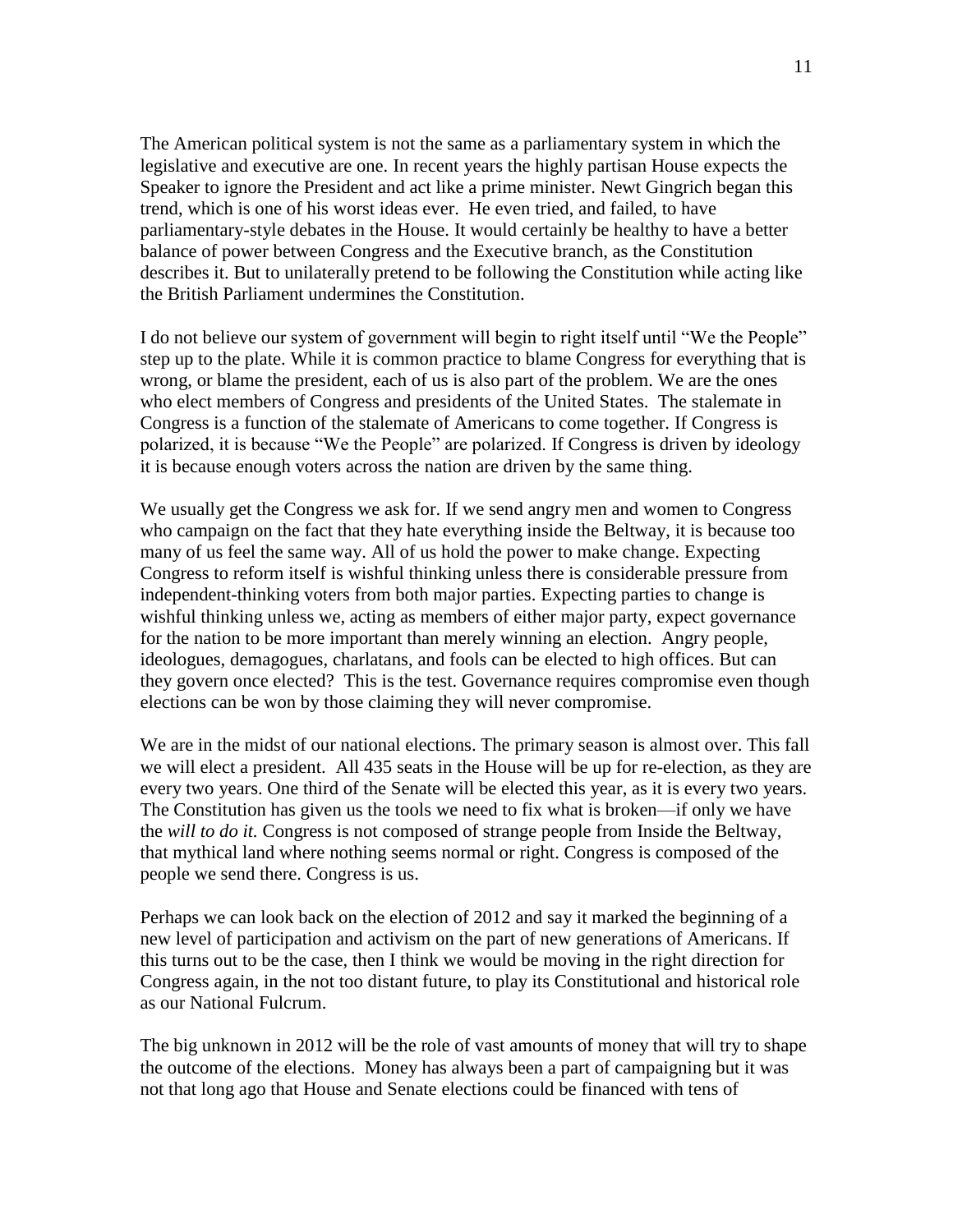The American political system is not the same as a parliamentary system in which the legislative and executive are one. In recent years the highly partisan House expects the Speaker to ignore the President and act like a prime minister. Newt Gingrich began this trend, which is one of his worst ideas ever. He even tried, and failed, to have parliamentary-style debates in the House. It would certainly be healthy to have a better balance of power between Congress and the Executive branch, as the Constitution describes it. But to unilaterally pretend to be following the Constitution while acting like the British Parliament undermines the Constitution.

I do not believe our system of government will begin to right itself until "We the People" step up to the plate. While it is common practice to blame Congress for everything that is wrong, or blame the president, each of us is also part of the problem. We are the ones who elect members of Congress and presidents of the United States. The stalemate in Congress is a function of the stalemate of Americans to come together. If Congress is polarized, it is because "We the People" are polarized. If Congress is driven by ideology it is because enough voters across the nation are driven by the same thing.

We usually get the Congress we ask for. If we send angry men and women to Congress who campaign on the fact that they hate everything inside the Beltway, it is because too many of us feel the same way. All of us hold the power to make change. Expecting Congress to reform itself is wishful thinking unless there is considerable pressure from independent-thinking voters from both major parties. Expecting parties to change is wishful thinking unless we, acting as members of either major party, expect governance for the nation to be more important than merely winning an election. Angry people, ideologues, demagogues, charlatans, and fools can be elected to high offices. But can they govern once elected? This is the test. Governance requires compromise even though elections can be won by those claiming they will never compromise.

We are in the midst of our national elections. The primary season is almost over. This fall we will elect a president. All 435 seats in the House will be up for re-election, as they are every two years. One third of the Senate will be elected this year, as it is every two years. The Constitution has given us the tools we need to fix what is broken—if only we have the *will to do it.* Congress is not composed of strange people from Inside the Beltway, that mythical land where nothing seems normal or right. Congress is composed of the people we send there. Congress is us.

Perhaps we can look back on the election of 2012 and say it marked the beginning of a new level of participation and activism on the part of new generations of Americans. If this turns out to be the case, then I think we would be moving in the right direction for Congress again, in the not too distant future, to play its Constitutional and historical role as our National Fulcrum.

The big unknown in 2012 will be the role of vast amounts of money that will try to shape the outcome of the elections. Money has always been a part of campaigning but it was not that long ago that House and Senate elections could be financed with tens of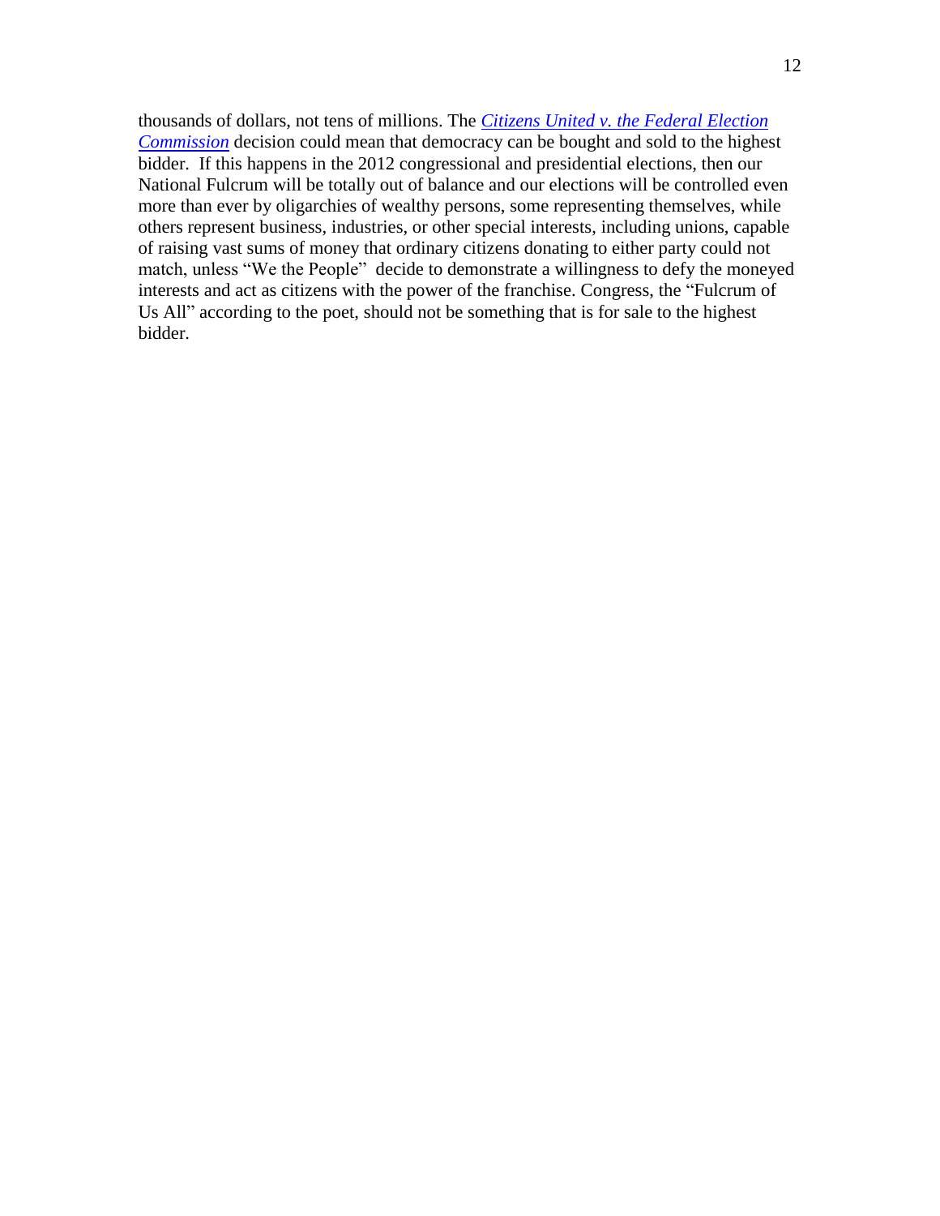thousands of dollars, not tens of millions. The *Citizens United v. the Federal Election Commission* decision could mean that democracy can be bought and sold to the highest bidder. If this happens in the 2012 congressional and presidential elections, then our National Fulcrum will be totally out of balance and our elections will be controlled even more than ever by oligarchies of wealthy persons, some representing themselves, while others represent business, industries, or other special interests, including unions, capable of raising vast sums of money that ordinary citizens donating to either party could not match, unless "We the People" decide to demonstrate a willingness to defy the moneyed interests and act as citizens with the power of the franchise. Congress, the "Fulcrum of Us All" according to the poet, should not be something that is for sale to the highest bidder.